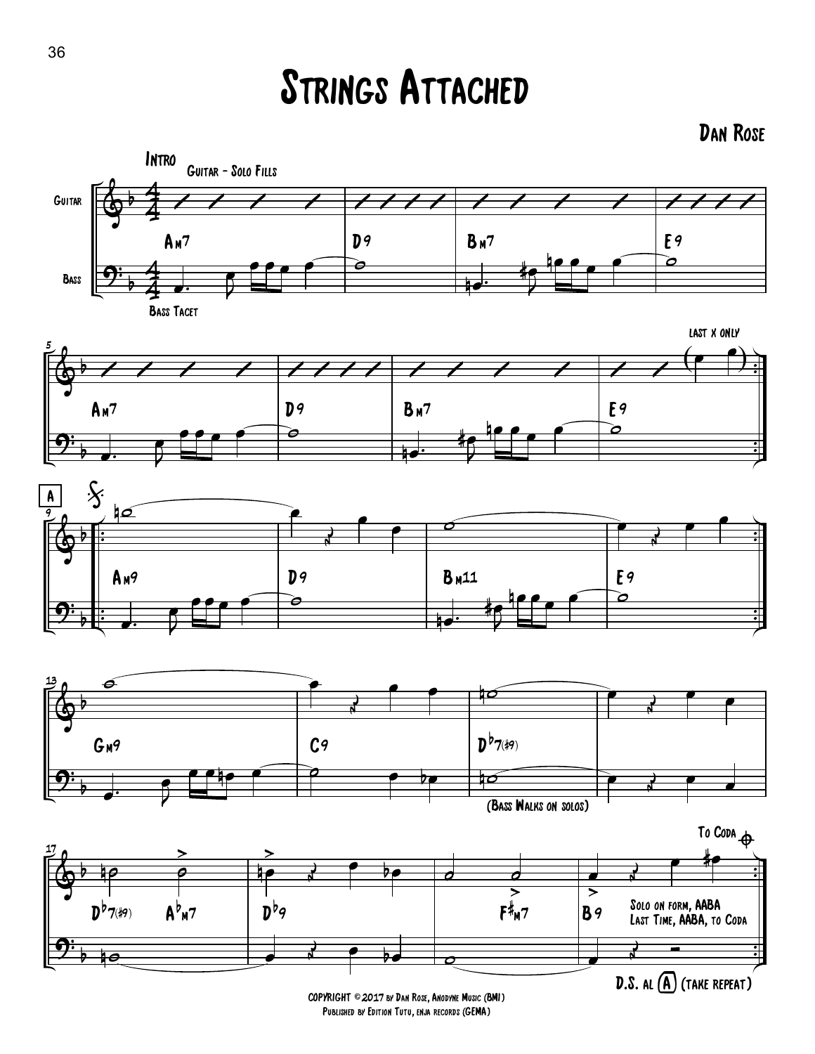# Strings Attached

Dan Rose

Intro — Guitar - Solo Fills

Bass Tacet

Am7 | D9 | Bm7 | E9

Am7 | D9 | Bm7 | E9

last x only

**A**

Am9 | D9 | Bm11 | E9

Gm9 | C9 | D♭7(♯9) | 

(Bass Walks on solos)

D♭7(♯9) A♭m7 | D♭9 | F♯m7 | B9

Solo on form, AABA
Last Time, AABA, to Coda

To Coda

D.S. al A (take repeat)

COPYRIGHT © 2017 by Dan Rose, Anodyne Music (BMI)
Published by Edition Tutu, enja records (GEMA)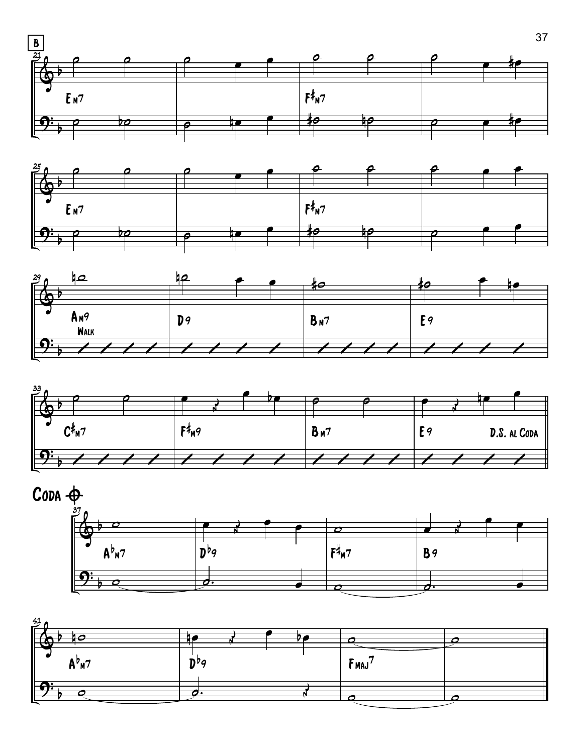B

21

Em7

F♯m7

25

Em7

F♯m7

29

Am9

Walk

D9

Bm7

E9

33

C♯m7

F♯m9

Bm7

E9

D.S. al Coda

## Coda

37

A♭m7

D♭9

F♯m7

B9

41

A♭m7

D♭9

Fmaj7